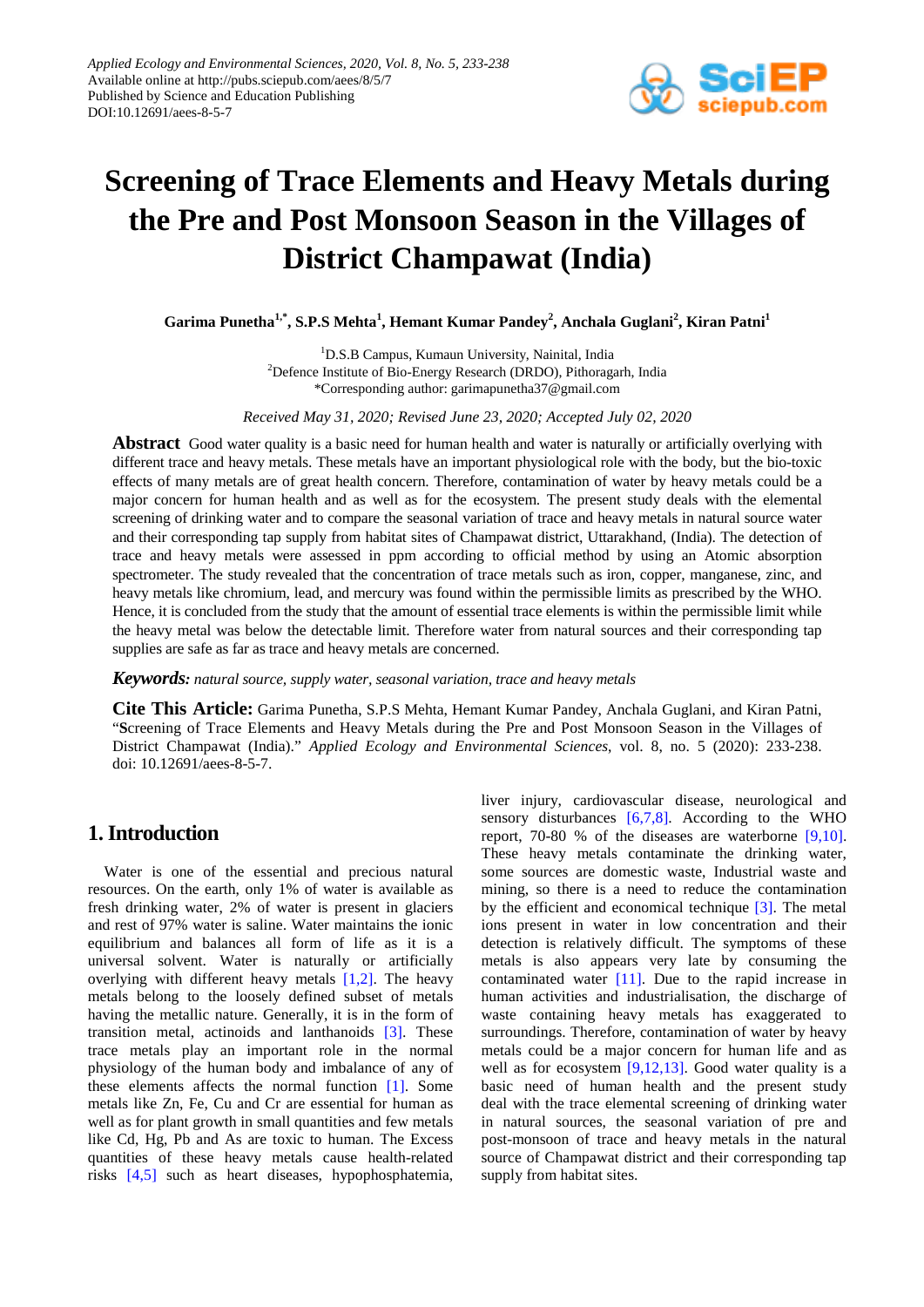# Screening of Trace Elements and Heavy Metals during the Pre and Post Monsoon Season in the Villages of District Champawat (India)

**Garima Punetha[1,*], S.P.S Mehta[1], Hemant Kumar Pandey[2], Anchala Guglani[2], Kiran Patni[1]**

[1]D.S.B Campus, Kumaun University, Nainital, India
[2]Defence Institute of Bio-Energy Research (DRDO), Pithoragarh, India
*Corresponding author: garimapunetha37@gmail.com

*Received May 31, 2020; Revised June 23, 2020; Accepted July 02, 2020*

**Abstract** Good water quality is a basic need for human health and water is naturally or artificially overlying with different trace and heavy metals. These metals have an important physiological role with the body, but the bio-toxic effects of many metals are of great health concern. Therefore, contamination of water by heavy metals could be a major concern for human health and as well as for the ecosystem. The present study deals with the elemental screening of drinking water and to compare the seasonal variation of trace and heavy metals in natural source water and their corresponding tap supply from habitat sites of Champawat district, Uttarakhand, (India). The detection of trace and heavy metals were assessed in ppm according to official method by using an Atomic absorption spectrometer. The study revealed that the concentration of trace metals such as iron, copper, manganese, zinc, and heavy metals like chromium, lead, and mercury was found within the permissible limits as prescribed by the WHO. Hence, it is concluded from the study that the amount of essential trace elements is within the permissible limit while the heavy metal was below the detectable limit. Therefore water from natural sources and their corresponding tap supplies are safe as far as trace and heavy metals are concerned.

***Keywords:*** *natural source, supply water, seasonal variation, trace and heavy metals*

**Cite This Article:** Garima Punetha, S.P.S Mehta, Hemant Kumar Pandey, Anchala Guglani, and Kiran Patni, "Screening of Trace Elements and Heavy Metals during the Pre and Post Monsoon Season in the Villages of District Champawat (India)." *Applied Ecology and Environmental Sciences*, vol. 8, no. 5 (2020): 233-238. doi: 10.12691/aees-8-5-7.

## 1. Introduction

Water is one of the essential and precious natural resources. On the earth, only 1% of water is available as fresh drinking water, 2% of water is present in glaciers and rest of 97% water is saline. Water maintains the ionic equilibrium and balances all form of life as it is a universal solvent. Water is naturally or artificially overlying with different heavy metals [1,2]. The heavy metals belong to the loosely defined subset of metals having the metallic nature. Generally, it is in the form of transition metal, actinoids and lanthanoids [3]. These trace metals play an important role in the normal physiology of the human body and imbalance of any of these elements affects the normal function [1]. Some metals like Zn, Fe, Cu and Cr are essential for human as well as for plant growth in small quantities and few metals like Cd, Hg, Pb and As are toxic to human. The Excess quantities of these heavy metals cause health-related risks [4,5] such as heart diseases, hypophosphatemia, liver injury, cardiovascular disease, neurological and sensory disturbances [6,7,8]. According to the WHO report, 70-80 % of the diseases are waterborne [9,10]. These heavy metals contaminate the drinking water, some sources are domestic waste, Industrial waste and mining, so there is a need to reduce the contamination by the efficient and economical technique [3]. The metal ions present in water in low concentration and their detection is relatively difficult. The symptoms of these metals is also appears very late by consuming the contaminated water [11]. Due to the rapid increase in human activities and industrialisation, the discharge of waste containing heavy metals has exaggerated to surroundings. Therefore, contamination of water by heavy metals could be a major concern for human life and as well as for ecosystem [9,12,13]. Good water quality is a basic need of human health and the present study deal with the trace elemental screening of drinking water in natural sources, the seasonal variation of pre and post-monsoon of trace and heavy metals in the natural source of Champawat district and their corresponding tap supply from habitat sites.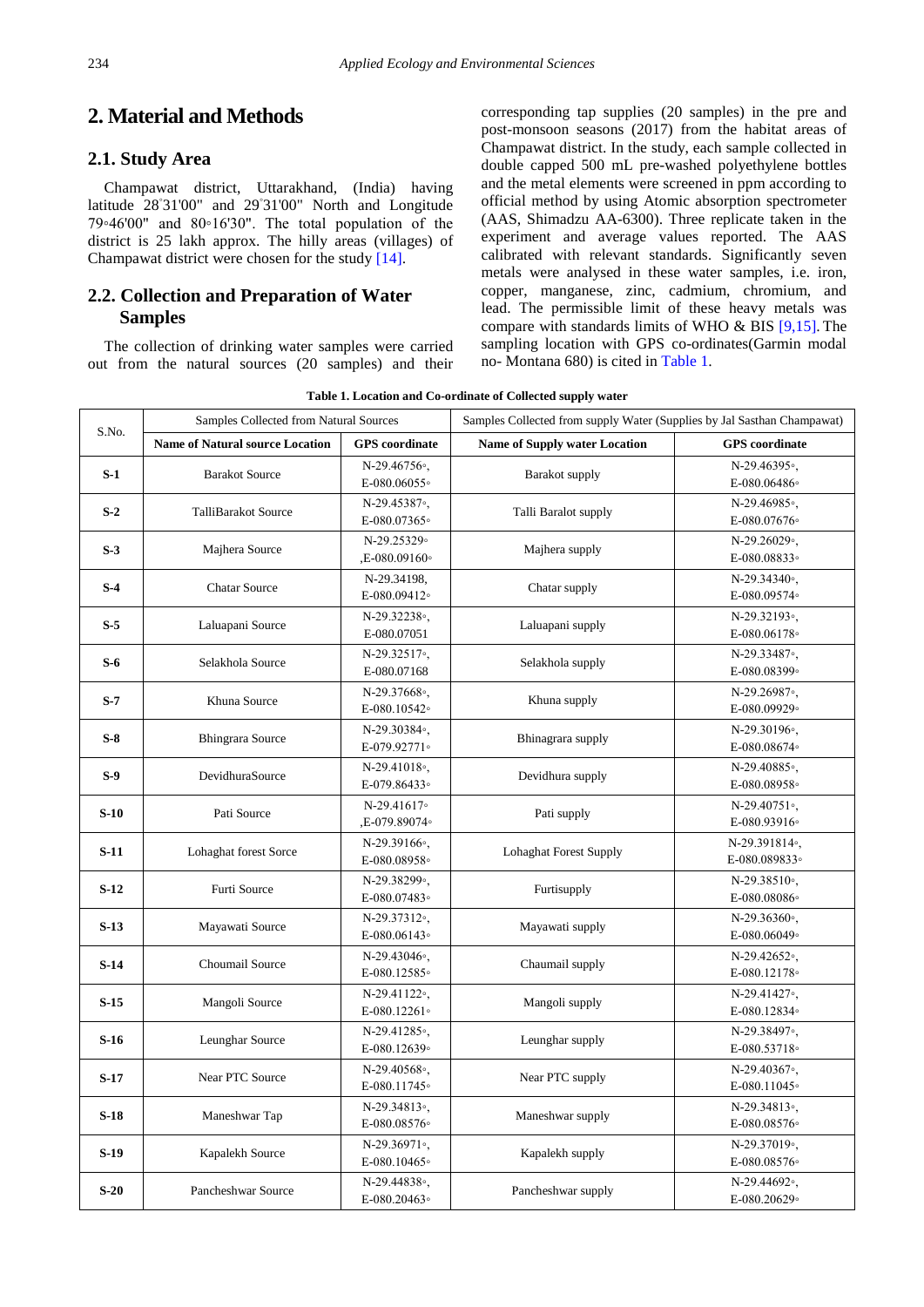## 2. Material and Methods

### 2.1. Study Area

Champawat district, Uttarakhand, (India) having latitude 28°31'00" and 29°31'00" North and Longitude 79◦46'00" and 80◦16'30". The total population of the district is 25 lakh approx. The hilly areas (villages) of Champawat district were chosen for the study [14].

### 2.2. Collection and Preparation of Water Samples

The collection of drinking water samples were carried out from the natural sources (20 samples) and their corresponding tap supplies (20 samples) in the pre and post-monsoon seasons (2017) from the habitat areas of Champawat district. In the study, each sample collected in double capped 500 mL pre-washed polyethylene bottles and the metal elements were screened in ppm according to official method by using Atomic absorption spectrometer (AAS, Shimadzu AA-6300). Three replicate taken in the experiment and average values reported. The AAS calibrated with relevant standards. Significantly seven metals were analysed in these water samples, i.e. iron, copper, manganese, zinc, cadmium, chromium, and lead. The permissible limit of these heavy metals was compare with standards limits of WHO & BIS [9,15]. The sampling location with GPS co-ordinates(Garmin modal no- Montana 680) is cited in Table 1.

**Table 1. Location and Co-ordinate of Collected supply water**

| S.No. | Samples Collected from Natural Sources | | Samples Collected from supply Water (Supplies by Jal Sasthan Champawat) | |
|---|---|---|---|---|
| | **Name of Natural source Location** | **GPS coordinate** | **Name of Supply water Location** | **GPS coordinate** |
| **S-1** | Barakot Source | N-29.46756◦, E-080.06055◦ | Barakot supply | N-29.46395◦, E-080.06486◦ |
| **S-2** | TalliBarakot Source | N-29.45387◦, E-080.07365◦ | Talli Baralot supply | N-29.46985◦, E-080.07676◦ |
| **S-3** | Majhera Source | N-29.25329◦ ,E-080.09160◦ | Majhera supply | N-29.26029◦, E-080.08833◦ |
| **S-4** | Chatar Source | N-29.34198, E-080.09412◦ | Chatar supply | N-29.34340◦, E-080.09574◦ |
| **S-5** | Laluapani Source | N-29.32238◦, E-080.07051 | Laluapani supply | N-29.32193◦, E-080.06178◦ |
| **S-6** | Selakhola Source | N-29.32517◦, E-080.07168 | Selakhola supply | N-29.33487◦, E-080.08399◦ |
| **S-7** | Khuna Source | N-29.37668◦, E-080.10542◦ | Khuna supply | N-29.26987◦, E-080.09929◦ |
| **S-8** | Bhingrara Source | N-29.30384◦, E-079.92771◦ | Bhinagrara supply | N-29.30196◦, E-080.08674◦ |
| **S-9** | DevidhuraSource | N-29.41018◦, E-079.86433◦ | Devidhura supply | N-29.40885◦, E-080.08958◦ |
| **S-10** | Pati Source | N-29.41617◦ ,E-079.89074◦ | Pati supply | N-29.40751◦, E-080.93916◦ |
| **S-11** | Lohaghat forest Sorce | N-29.39166◦, E-080.08958◦ | Lohaghat Forest Supply | N-29.391814◦, E-080.089833◦ |
| **S-12** | Furti Source | N-29.38299◦, E-080.07483◦ | Furtisupply | N-29.38510◦, E-080.08086◦ |
| **S-13** | Mayawati Source | N-29.37312◦, E-080.06143◦ | Mayawati supply | N-29.36360◦, E-080.06049◦ |
| **S-14** | Choumail Source | N-29.43046◦, E-080.12585◦ | Chaumail supply | N-29.42652◦, E-080.12178◦ |
| **S-15** | Mangoli Source | N-29.41122◦, E-080.12261◦ | Mangoli supply | N-29.41427◦, E-080.12834◦ |
| **S-16** | Leunghar Source | N-29.41285◦, E-080.12639◦ | Leunghar supply | N-29.38497◦, E-080.53718◦ |
| **S-17** | Near PTC Source | N-29.40568◦, E-080.11745◦ | Near PTC supply | N-29.40367◦, E-080.11045◦ |
| **S-18** | Maneshwar Tap | N-29.34813◦, E-080.08576◦ | Maneshwar supply | N-29.34813◦, E-080.08576◦ |
| **S-19** | Kapalekh Source | N-29.36971◦, E-080.10465◦ | Kapalekh supply | N-29.37019◦, E-080.08576◦ |
| **S-20** | Pancheshwar Source | N-29.44838◦, E-080.20463◦ | Pancheshwar supply | N-29.44692◦, E-080.20629◦ |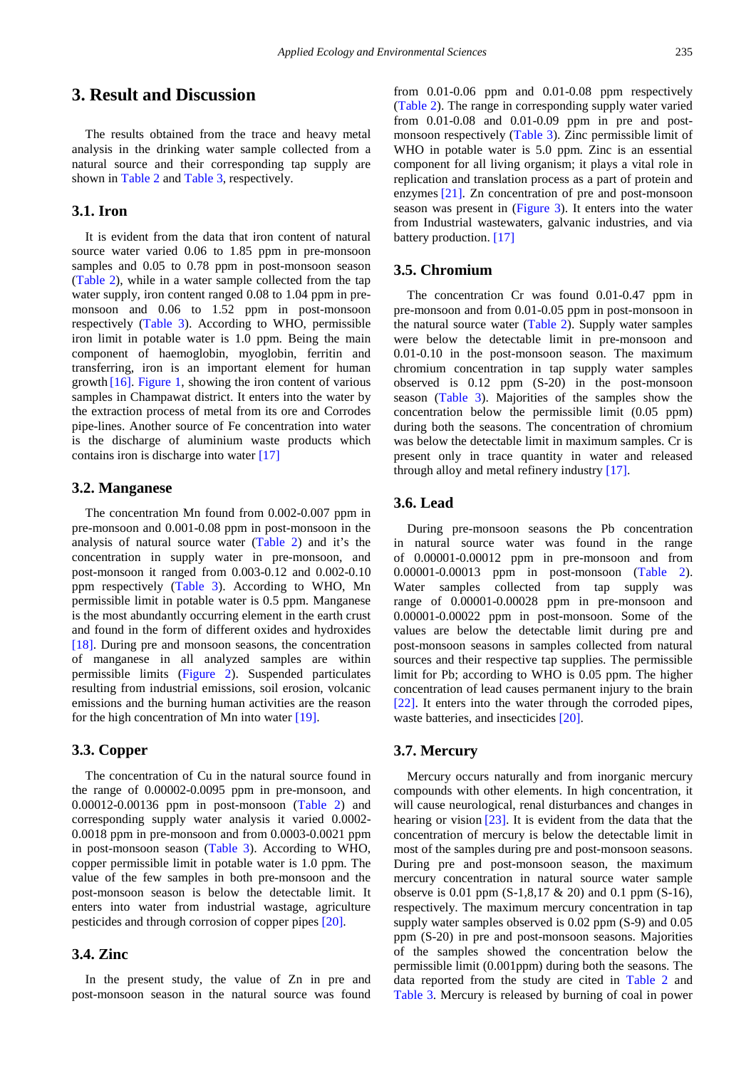## 3. Result and Discussion

The results obtained from the trace and heavy metal analysis in the drinking water sample collected from a natural source and their corresponding tap supply are shown in Table 2 and Table 3, respectively.

### 3.1. Iron

It is evident from the data that iron content of natural source water varied 0.06 to 1.85 ppm in pre-monsoon samples and 0.05 to 0.78 ppm in post-monsoon season (Table 2), while in a water sample collected from the tap water supply, iron content ranged 0.08 to 1.04 ppm in pre-monsoon and 0.06 to 1.52 ppm in post-monsoon respectively (Table 3). According to WHO, permissible iron limit in potable water is 1.0 ppm. Being the main component of haemoglobin, myoglobin, ferritin and transferring, iron is an important element for human growth [16]. Figure 1, showing the iron content of various samples in Champawat district. It enters into the water by the extraction process of metal from its ore and Corrodes pipe-lines. Another source of Fe concentration into water is the discharge of aluminium waste products which contains iron is discharge into water [17]

### 3.2. Manganese

The concentration Mn found from 0.002-0.007 ppm in pre-monsoon and 0.001-0.08 ppm in post-monsoon in the analysis of natural source water (Table 2) and it's the concentration in supply water in pre-monsoon, and post-monsoon it ranged from 0.003-0.12 and 0.002-0.10 ppm respectively (Table 3). According to WHO, Mn permissible limit in potable water is 0.5 ppm. Manganese is the most abundantly occurring element in the earth crust and found in the form of different oxides and hydroxides [18]. During pre and monsoon seasons, the concentration of manganese in all analyzed samples are within permissible limits (Figure 2). Suspended particulates resulting from industrial emissions, soil erosion, volcanic emissions and the burning human activities are the reason for the high concentration of Mn into water [19].

### 3.3. Copper

The concentration of Cu in the natural source found in the range of 0.00002-0.0095 ppm in pre-monsoon, and 0.00012-0.00136 ppm in post-monsoon (Table 2) and corresponding supply water analysis it varied 0.0002-0.0018 ppm in pre-monsoon and from 0.0003-0.0021 ppm in post-monsoon season (Table 3). According to WHO, copper permissible limit in potable water is 1.0 ppm. The value of the few samples in both pre-monsoon and the post-monsoon season is below the detectable limit. It enters into water from industrial wastage, agriculture pesticides and through corrosion of copper pipes [20].

### 3.4. Zinc

In the present study, the value of Zn in pre and post-monsoon season in the natural source was found from 0.01-0.06 ppm and 0.01-0.08 ppm respectively (Table 2). The range in corresponding supply water varied from 0.01-0.08 and 0.01-0.09 ppm in pre and post-monsoon respectively (Table 3). Zinc permissible limit of WHO in potable water is 5.0 ppm. Zinc is an essential component for all living organism; it plays a vital role in replication and translation process as a part of protein and enzymes [21]. Zn concentration of pre and post-monsoon season was present in (Figure 3). It enters into the water from Industrial wastewaters, galvanic industries, and via battery production. [17]

### 3.5. Chromium

The concentration Cr was found 0.01-0.47 ppm in pre-monsoon and from 0.01-0.05 ppm in post-monsoon in the natural source water (Table 2). Supply water samples were below the detectable limit in pre-monsoon and 0.01-0.10 in the post-monsoon season. The maximum chromium concentration in tap supply water samples observed is 0.12 ppm (S-20) in the post-monsoon season (Table 3). Majorities of the samples show the concentration below the permissible limit (0.05 ppm) during both the seasons. The concentration of chromium was below the detectable limit in maximum samples. Cr is present only in trace quantity in water and released through alloy and metal refinery industry [17].

### 3.6. Lead

During pre-monsoon seasons the Pb concentration in natural source water was found in the range of 0.00001-0.00012 ppm in pre-monsoon and from 0.00001-0.00013 ppm in post-monsoon (Table 2). Water samples collected from tap supply was range of 0.00001-0.00028 ppm in pre-monsoon and 0.00001-0.00022 ppm in post-monsoon. Some of the values are below the detectable limit during pre and post-monsoon seasons in samples collected from natural sources and their respective tap supplies. The permissible limit for Pb; according to WHO is 0.05 ppm. The higher concentration of lead causes permanent injury to the brain [22]. It enters into the water through the corroded pipes, waste batteries, and insecticides [20].

### 3.7. Mercury

Mercury occurs naturally and from inorganic mercury compounds with other elements. In high concentration, it will cause neurological, renal disturbances and changes in hearing or vision [23]. It is evident from the data that the concentration of mercury is below the detectable limit in most of the samples during pre and post-monsoon seasons. During pre and post-monsoon season, the maximum mercury concentration in natural source water sample observe is 0.01 ppm (S-1,8,17 & 20) and 0.1 ppm (S-16), respectively. The maximum mercury concentration in tap supply water samples observed is 0.02 ppm (S-9) and 0.05 ppm (S-20) in pre and post-monsoon seasons. Majorities of the samples showed the concentration below the permissible limit (0.001ppm) during both the seasons. The data reported from the study are cited in Table 2 and Table 3. Mercury is released by burning of coal in power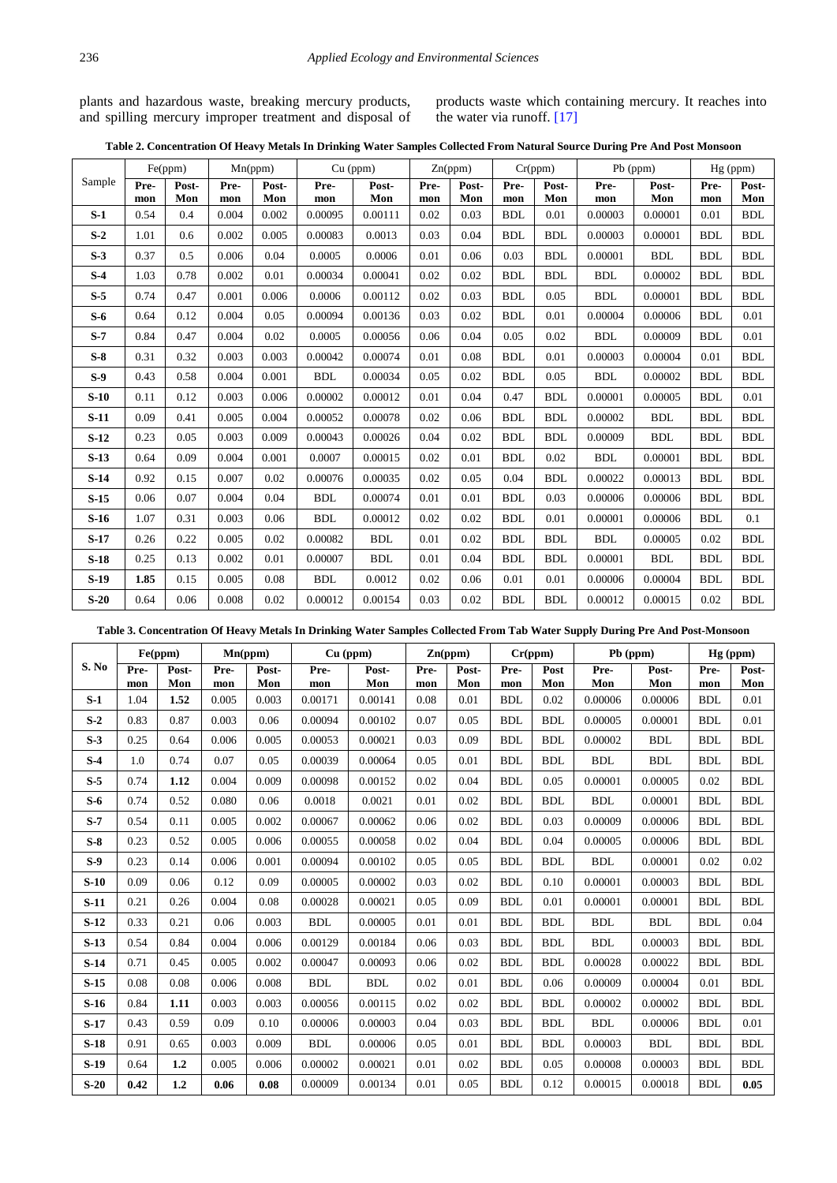plants and hazardous waste, breaking mercury products, and spilling mercury improper treatment and disposal of products waste which containing mercury. It reaches into the water via runoff. [17]

**Table 2. Concentration Of Heavy Metals In Drinking Water Samples Collected From Natural Source During Pre And Post Monsoon**

| Sample | Fe(ppm) | | Mn(ppm) | | Cu (ppm) | | Zn(ppm) | | Cr(ppm) | | Pb (ppm) | | Hg (ppm) | |
|---|---|---|---|---|---|---|---|---|---|---|---|---|---|---|
| | Pre-mon | Post-Mon | Pre-mon | Post-Mon | Pre-mon | Post-Mon | Pre-mon | Post-Mon | Pre-mon | Post-Mon | Pre-mon | Post-Mon | Pre-mon | Post-Mon |
| **S-1** | 0.54 | 0.4 | 0.004 | 0.002 | 0.00095 | 0.00111 | 0.02 | 0.03 | BDL | 0.01 | 0.00003 | 0.00001 | 0.01 | BDL |
| **S-2** | 1.01 | 0.6 | 0.002 | 0.005 | 0.00083 | 0.0013 | 0.03 | 0.04 | BDL | BDL | 0.00003 | 0.00001 | BDL | BDL |
| **S-3** | 0.37 | 0.5 | 0.006 | 0.04 | 0.0005 | 0.0006 | 0.01 | 0.06 | 0.03 | BDL | 0.00001 | BDL | BDL | BDL |
| **S-4** | 1.03 | 0.78 | 0.002 | 0.01 | 0.00034 | 0.00041 | 0.02 | 0.02 | BDL | BDL | BDL | 0.00002 | BDL | BDL |
| **S-5** | 0.74 | 0.47 | 0.001 | 0.006 | 0.0006 | 0.00112 | 0.02 | 0.03 | BDL | 0.05 | BDL | 0.00001 | BDL | BDL |
| **S-6** | 0.64 | 0.12 | 0.004 | 0.05 | 0.00094 | 0.00136 | 0.03 | 0.02 | BDL | 0.01 | 0.00004 | 0.00006 | BDL | 0.01 |
| **S-7** | 0.84 | 0.47 | 0.004 | 0.02 | 0.0005 | 0.00056 | 0.06 | 0.04 | 0.05 | 0.02 | BDL | 0.00009 | BDL | 0.01 |
| **S-8** | 0.31 | 0.32 | 0.003 | 0.003 | 0.00042 | 0.00074 | 0.01 | 0.08 | BDL | 0.01 | 0.00003 | 0.00004 | 0.01 | BDL |
| **S-9** | 0.43 | 0.58 | 0.004 | 0.001 | BDL | 0.00034 | 0.05 | 0.02 | BDL | 0.05 | BDL | 0.00002 | BDL | BDL |
| **S-10** | 0.11 | 0.12 | 0.003 | 0.006 | 0.00002 | 0.00012 | 0.01 | 0.04 | 0.47 | BDL | 0.00001 | 0.00005 | BDL | 0.01 |
| **S-11** | 0.09 | 0.41 | 0.005 | 0.004 | 0.00052 | 0.00078 | 0.02 | 0.06 | BDL | BDL | 0.00002 | BDL | BDL | BDL |
| **S-12** | 0.23 | 0.05 | 0.003 | 0.009 | 0.00043 | 0.00026 | 0.04 | 0.02 | BDL | BDL | 0.00009 | BDL | BDL | BDL |
| **S-13** | 0.64 | 0.09 | 0.004 | 0.001 | 0.0007 | 0.00015 | 0.02 | 0.01 | BDL | 0.02 | BDL | 0.00001 | BDL | BDL |
| **S-14** | 0.92 | 0.15 | 0.007 | 0.02 | 0.00076 | 0.00035 | 0.02 | 0.05 | 0.04 | BDL | 0.00022 | 0.00013 | BDL | BDL |
| **S-15** | 0.06 | 0.07 | 0.004 | 0.04 | BDL | 0.00074 | 0.01 | 0.01 | BDL | 0.03 | 0.00006 | 0.00006 | BDL | BDL |
| **S-16** | 1.07 | 0.31 | 0.003 | 0.06 | BDL | 0.00012 | 0.02 | 0.02 | BDL | 0.01 | 0.00001 | 0.00006 | BDL | 0.1 |
| **S-17** | 0.26 | 0.22 | 0.005 | 0.02 | 0.00082 | BDL | 0.01 | 0.02 | BDL | BDL | BDL | 0.00005 | 0.02 | BDL |
| **S-18** | 0.25 | 0.13 | 0.002 | 0.01 | 0.00007 | BDL | 0.01 | 0.04 | BDL | BDL | 0.00001 | BDL | BDL | BDL |
| **S-19** | **1.85** | 0.15 | 0.005 | 0.08 | BDL | 0.0012 | 0.02 | 0.06 | 0.01 | 0.01 | 0.00006 | 0.00004 | BDL | BDL |
| **S-20** | 0.64 | 0.06 | 0.008 | 0.02 | 0.00012 | 0.00154 | 0.03 | 0.02 | BDL | BDL | 0.00012 | 0.00015 | 0.02 | BDL |

**Table 3. Concentration Of Heavy Metals In Drinking Water Samples Collected From Tab Water Supply During Pre And Post-Monsoon**

| S. No | Fe(ppm) | | Mn(ppm) | | Cu (ppm) | | Zn(ppm) | | Cr(ppm) | | Pb (ppm) | | Hg (ppm) | |
|---|---|---|---|---|---|---|---|---|---|---|---|---|---|---|
| | Pre-mon | Post-Mon | Pre-mon | Post-Mon | Pre-mon | Post-Mon | Pre-mon | Post-Mon | Pre-mon | Post Mon | Pre-Mon | Post-Mon | Pre-mon | Post-Mon |
| **S-1** | 1.04 | **1.52** | 0.005 | 0.003 | 0.00171 | 0.00141 | 0.08 | 0.01 | BDL | 0.02 | 0.00006 | 0.00006 | BDL | 0.01 |
| **S-2** | 0.83 | 0.87 | 0.003 | 0.06 | 0.00094 | 0.00102 | 0.07 | 0.05 | BDL | BDL | 0.00005 | 0.00001 | BDL | 0.01 |
| **S-3** | 0.25 | 0.64 | 0.006 | 0.005 | 0.00053 | 0.00021 | 0.03 | 0.09 | BDL | BDL | 0.00002 | BDL | BDL | BDL |
| **S-4** | 1.0 | 0.74 | 0.07 | 0.05 | 0.00039 | 0.00064 | 0.05 | 0.01 | BDL | BDL | BDL | BDL | BDL | BDL |
| **S-5** | 0.74 | **1.12** | 0.004 | 0.009 | 0.00098 | 0.00152 | 0.02 | 0.04 | BDL | 0.05 | 0.00001 | 0.00005 | 0.02 | BDL |
| **S-6** | 0.74 | 0.52 | 0.080 | 0.06 | 0.0018 | 0.0021 | 0.01 | 0.02 | BDL | BDL | BDL | 0.00001 | BDL | BDL |
| **S-7** | 0.54 | 0.11 | 0.005 | 0.002 | 0.00067 | 0.00062 | 0.06 | 0.02 | BDL | 0.03 | 0.00009 | 0.00006 | BDL | BDL |
| **S-8** | 0.23 | 0.52 | 0.005 | 0.006 | 0.00055 | 0.00058 | 0.02 | 0.04 | BDL | 0.04 | 0.00005 | 0.00006 | BDL | BDL |
| **S-9** | 0.23 | 0.14 | 0.006 | 0.001 | 0.00094 | 0.00102 | 0.05 | 0.05 | BDL | BDL | BDL | 0.00001 | 0.02 | 0.02 |
| **S-10** | 0.09 | 0.06 | 0.12 | 0.09 | 0.00005 | 0.00002 | 0.03 | 0.02 | BDL | 0.10 | 0.00001 | 0.00003 | BDL | BDL |
| **S-11** | 0.21 | 0.26 | 0.004 | 0.08 | 0.00028 | 0.00021 | 0.05 | 0.09 | BDL | 0.01 | 0.00001 | 0.00001 | BDL | BDL |
| **S-12** | 0.33 | 0.21 | 0.06 | 0.003 | BDL | 0.00005 | 0.01 | 0.01 | BDL | BDL | BDL | BDL | BDL | 0.04 |
| **S-13** | 0.54 | 0.84 | 0.004 | 0.006 | 0.00129 | 0.00184 | 0.06 | 0.03 | BDL | BDL | BDL | 0.00003 | BDL | BDL |
| **S-14** | 0.71 | 0.45 | 0.005 | 0.002 | 0.00047 | 0.00093 | 0.06 | 0.02 | BDL | BDL | 0.00028 | 0.00022 | BDL | BDL |
| **S-15** | 0.08 | 0.08 | 0.006 | 0.008 | BDL | BDL | 0.02 | 0.01 | BDL | 0.06 | 0.00009 | 0.00004 | 0.01 | BDL |
| **S-16** | 0.84 | **1.11** | 0.003 | 0.003 | 0.00056 | 0.00115 | 0.02 | 0.02 | BDL | BDL | 0.00002 | 0.00002 | BDL | BDL |
| **S-17** | 0.43 | 0.59 | 0.09 | 0.10 | 0.00006 | 0.00003 | 0.04 | 0.03 | BDL | BDL | BDL | 0.00006 | BDL | 0.01 |
| **S-18** | 0.91 | 0.65 | 0.003 | 0.009 | BDL | 0.00006 | 0.05 | 0.01 | BDL | BDL | 0.00003 | BDL | BDL | BDL |
| **S-19** | 0.64 | **1.2** | 0.005 | 0.006 | 0.00002 | 0.00021 | 0.01 | 0.02 | BDL | 0.05 | 0.00008 | 0.00003 | BDL | BDL |
| **S-20** | **0.42** | **1.2** | **0.06** | **0.08** | 0.00009 | 0.00134 | 0.01 | 0.05 | BDL | 0.12 | 0.00015 | 0.00018 | BDL | **0.05** |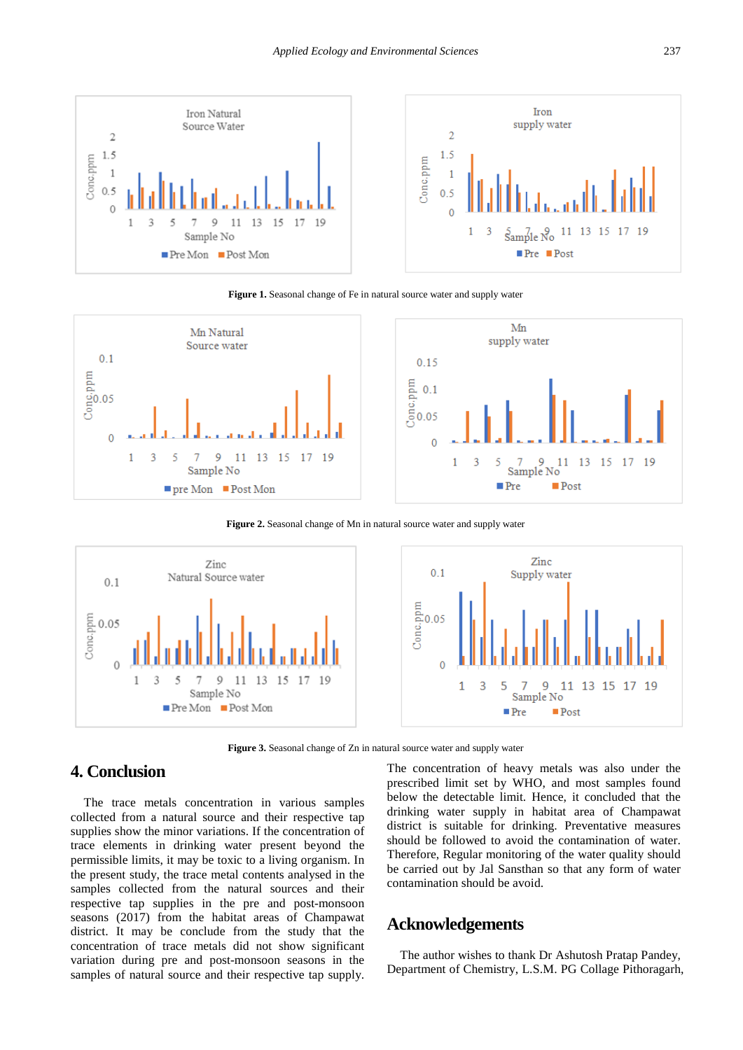Figure 1. Seasonal change of Fe in natural source water and supply water

Figure 2. Seasonal change of Mn in natural source water and supply water

Figure 3. Seasonal change of Zn in natural source water and supply water

## 4. Conclusion

The trace metals concentration in various samples collected from a natural source and their respective tap supplies show the minor variations. If the concentration of trace elements in drinking water present beyond the permissible limits, it may be toxic to a living organism. In the present study, the trace metal contents analysed in the samples collected from the natural sources and their respective tap supplies in the pre and post-monsoon seasons (2017) from the habitat areas of Champawat district. It may be conclude from the study that the concentration of trace metals did not show significant variation during pre and post-monsoon seasons in the samples of natural source and their respective tap supply. The concentration of heavy metals was also under the prescribed limit set by WHO, and most samples found below the detectable limit. Hence, it concluded that the drinking water supply in habitat area of Champawat district is suitable for drinking. Preventative measures should be followed to avoid the contamination of water. Therefore, Regular monitoring of the water quality should be carried out by Jal Sansthan so that any form of water contamination should be avoid.

## Acknowledgements

The author wishes to thank Dr Ashutosh Pratap Pandey, Department of Chemistry, L.S.M. PG Collage Pithoragarh,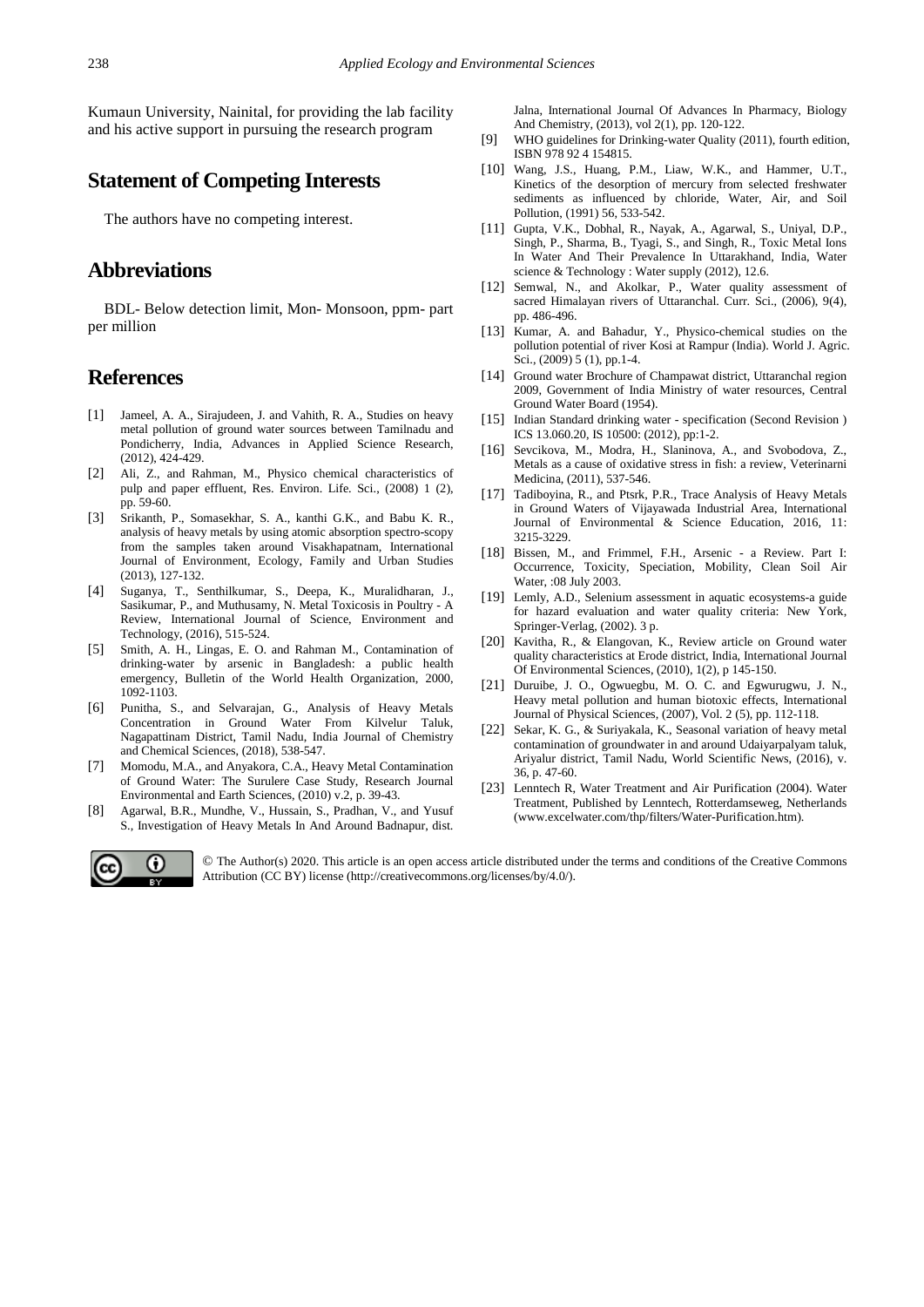Kumaun University, Nainital, for providing the lab facility and his active support in pursuing the research program

## Statement of Competing Interests

The authors have no competing interest.

## Abbreviations

BDL- Below detection limit, Mon- Monsoon, ppm- part per million

## References

[1] Jameel, A. A., Sirajudeen, J. and Vahith, R. A., Studies on heavy metal pollution of ground water sources between Tamilnadu and Pondicherry, India, Advances in Applied Science Research, (2012), 424-429.

[2] Ali, Z., and Rahman, M., Physico chemical characteristics of pulp and paper effluent, Res. Environ. Life. Sci., (2008) 1 (2), pp. 59-60.

[3] Srikanth, P., Somasekhar, S. A., kanthi G.K., and Babu K. R., analysis of heavy metals by using atomic absorption spectro-scopy from the samples taken around Visakhapatnam, International Journal of Environment, Ecology, Family and Urban Studies (2013), 127-132.

[4] Suganya, T., Senthilkumar, S., Deepa, K., Muralidharan, J., Sasikumar, P., and Muthusamy, N. Metal Toxicosis in Poultry - A Review, International Journal of Science, Environment and Technology, (2016), 515-524.

[5] Smith, A. H., Lingas, E. O. and Rahman M., Contamination of drinking-water by arsenic in Bangladesh: a public health emergency, Bulletin of the World Health Organization, 2000, 1092-1103.

[6] Punitha, S., and Selvarajan, G., Analysis of Heavy Metals Concentration in Ground Water From Kilvelur Taluk, Nagapattinam District, Tamil Nadu, India Journal of Chemistry and Chemical Sciences, (2018), 538-547.

[7] Momodu, M.A., and Anyakora, C.A., Heavy Metal Contamination of Ground Water: The Surulere Case Study, Research Journal Environmental and Earth Sciences, (2010) v.2, p. 39-43.

[8] Agarwal, B.R., Mundhe, V., Hussain, S., Pradhan, V., and Yusuf S., Investigation of Heavy Metals In And Around Badnapur, dist. Jalna, International Journal Of Advances In Pharmacy, Biology And Chemistry, (2013), vol 2(1), pp. 120-122.

[9] WHO guidelines for Drinking-water Quality (2011), fourth edition, ISBN 978 92 4 154815.

[10] Wang, J.S., Huang, P.M., Liaw, W.K., and Hammer, U.T., Kinetics of the desorption of mercury from selected freshwater sediments as influenced by chloride, Water, Air, and Soil Pollution, (1991) 56, 533-542.

[11] Gupta, V.K., Dobhal, R., Nayak, A., Agarwal, S., Uniyal, D.P., Singh, P., Sharma, B., Tyagi, S., and Singh, R., Toxic Metal Ions In Water And Their Prevalence In Uttarakhand, India, Water science & Technology : Water supply (2012), 12.6.

[12] Semwal, N., and Akolkar, P., Water quality assessment of sacred Himalayan rivers of Uttaranchal. Curr. Sci., (2006), 9(4), pp. 486-496.

[13] Kumar, A. and Bahadur, Y., Physico-chemical studies on the pollution potential of river Kosi at Rampur (India). World J. Agric. Sci., (2009) 5 (1), pp.1-4.

[14] Ground water Brochure of Champawat district, Uttaranchal region 2009, Government of India Ministry of water resources, Central Ground Water Board (1954).

[15] Indian Standard drinking water - specification (Second Revision ) ICS 13.060.20, IS 10500: (2012), pp:1-2.

[16] Sevcikova, M., Modra, H., Slaninova, A., and Svobodova, Z., Metals as a cause of oxidative stress in fish: a review, Veterinarni Medicina, (2011), 537-546.

[17] Tadiboyina, R., and Ptsrk, P.R., Trace Analysis of Heavy Metals in Ground Waters of Vijayawada Industrial Area, International Journal of Environmental & Science Education, 2016, 11: 3215-3229.

[18] Bissen, M., and Frimmel, F.H., Arsenic - a Review. Part I: Occurrence, Toxicity, Speciation, Mobility, Clean Soil Air Water, :08 July 2003.

[19] Lemly, A.D., Selenium assessment in aquatic ecosystems-a guide for hazard evaluation and water quality criteria: New York, Springer-Verlag, (2002). 3 p.

[20] Kavitha, R., & Elangovan, K., Review article on Ground water quality characteristics at Erode district, India, International Journal Of Environmental Sciences, (2010), 1(2), p 145-150.

[21] Duruibe, J. O., Ogwuegbu, M. O. C. and Egwurugwu, J. N., Heavy metal pollution and human biotoxic effects, International Journal of Physical Sciences, (2007), Vol. 2 (5), pp. 112-118.

[22] Sekar, K. G., & Suriyakala, K., Seasonal variation of heavy metal contamination of groundwater in and around Udaiyarpalyam taluk, Ariyalur district, Tamil Nadu, World Scientific News, (2016), v. 36, p. 47-60.

[23] Lenntech R, Water Treatment and Air Purification (2004). Water Treatment, Published by Lenntech, Rotterdamseweg, Netherlands (www.excelwater.com/thp/filters/Water-Purification.htm).

© The Author(s) 2020. This article is an open access article distributed under the terms and conditions of the Creative Commons Attribution (CC BY) license (http://creativecommons.org/licenses/by/4.0/).